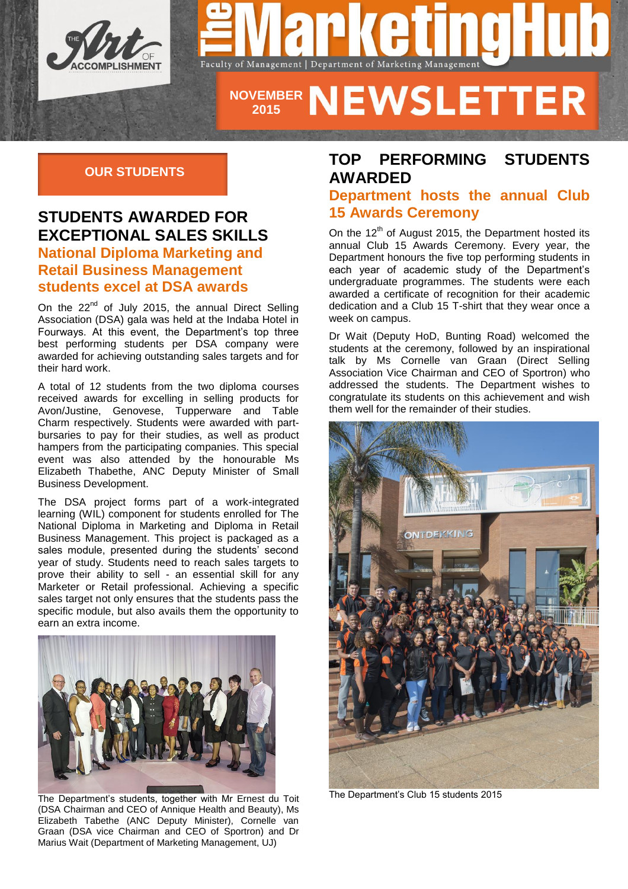# The MarketingHub

Faculty of Management | Department of Marketing Management

THE Art OF ACCOMPLISHMENT

NOVEMBER 2015 NEWSLETTER

## OUR STUDENTS

## STUDENTS AWARDED FOR EXCEPTIONAL SALES SKILLS

### National Diploma Marketing and Retail Business Management students excel at DSA awards

On the 22nd of July 2015, the annual Direct Selling Association (DSA) gala was held at the Indaba Hotel in Fourways. At this event, the Department's top three best performing students per DSA company were awarded for achieving outstanding sales targets and for their hard work.

A total of 12 students from the two diploma courses received awards for excelling in selling products for Avon/Justine, Genovese, Tupperware and Table Charm respectively. Students were awarded with part-bursaries to pay for their studies, as well as product hampers from the participating companies. This special event was also attended by the honourable Ms Elizabeth Thabethe, ANC Deputy Minister of Small Business Development.

The DSA project forms part of a work-integrated learning (WIL) component for students enrolled for The National Diploma in Marketing and Diploma in Retail Business Management. This project is packaged as a sales module, presented during the students' second year of study. Students need to reach sales targets to prove their ability to sell - an essential skill for any Marketer or Retail professional. Achieving a specific sales target not only ensures that the students pass the specific module, but also avails them the opportunity to earn an extra income.

The Department's students, together with Mr Ernest du Toit (DSA Chairman and CEO of Annique Health and Beauty), Ms Elizabeth Tabethe (ANC Deputy Minister), Cornelle van Graan (DSA vice Chairman and CEO of Sportron) and Dr Marius Wait (Department of Marketing Management, UJ)

## TOP PERFORMING STUDENTS AWARDED

### Department hosts the annual Club 15 Awards Ceremony

On the 12th of August 2015, the Department hosted its annual Club 15 Awards Ceremony. Every year, the Department honours the five top performing students in each year of academic study of the Department's undergraduate programmes. The students were each awarded a certificate of recognition for their academic dedication and a Club 15 T-shirt that they wear once a week on campus.

Dr Wait (Deputy HoD, Bunting Road) welcomed the students at the ceremony, followed by an inspirational talk by Ms Cornelle van Graan (Direct Selling Association Vice Chairman and CEO of Sportron) who addressed the students. The Department wishes to congratulate its students on this achievement and wish them well for the remainder of their studies.

The Department's Club 15 students 2015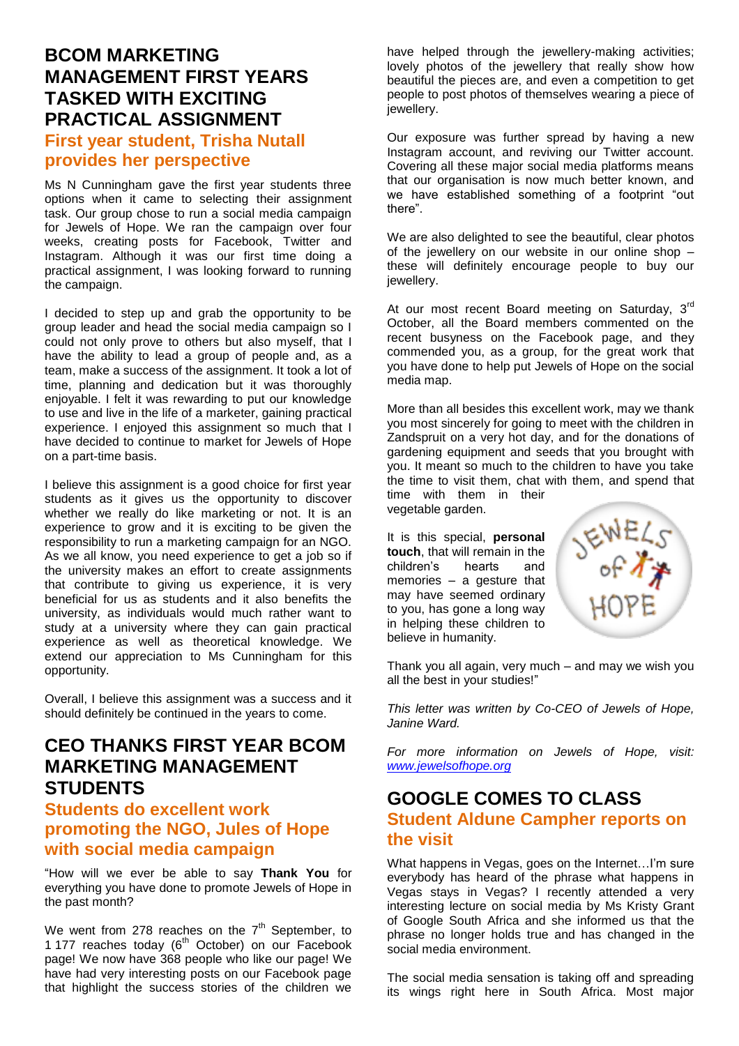## BCOM MARKETING MANAGEMENT FIRST YEARS TASKED WITH EXCITING PRACTICAL ASSIGNMENT

### First year student, Trisha Nutall provides her perspective

Ms N Cunningham gave the first year students three options when it came to selecting their assignment task. Our group chose to run a social media campaign for Jewels of Hope. We ran the campaign over four weeks, creating posts for Facebook, Twitter and Instagram. Although it was our first time doing a practical assignment, I was looking forward to running the campaign.

I decided to step up and grab the opportunity to be group leader and head the social media campaign so I could not only prove to others but also myself, that I have the ability to lead a group of people and, as a team, make a success of the assignment. It took a lot of time, planning and dedication but it was thoroughly enjoyable. I felt it was rewarding to put our knowledge to use and live in the life of a marketer, gaining practical experience. I enjoyed this assignment so much that I have decided to continue to market for Jewels of Hope on a part-time basis.

I believe this assignment is a good choice for first year students as it gives us the opportunity to discover whether we really do like marketing or not. It is an experience to grow and it is exciting to be given the responsibility to run a marketing campaign for an NGO. As we all know, you need experience to get a job so if the university makes an effort to create assignments that contribute to giving us experience, it is very beneficial for us as students and it also benefits the university, as individuals would much rather want to study at a university where they can gain practical experience as well as theoretical knowledge. We extend our appreciation to Ms Cunningham for this opportunity.

Overall, I believe this assignment was a success and it should definitely be continued in the years to come.

## CEO THANKS FIRST YEAR BCOM MARKETING MANAGEMENT STUDENTS

### Students do excellent work promoting the NGO, Jules of Hope with social media campaign

"How will we ever be able to say **Thank You** for everything you have done to promote Jewels of Hope in the past month?

We went from 278 reaches on the 7th September, to 1 177 reaches today (6th October) on our Facebook page! We now have 368 people who like our page! We have had very interesting posts on our Facebook page that highlight the success stories of the children we have helped through the jewellery-making activities; lovely photos of the jewellery that really show how beautiful the pieces are, and even a competition to get people to post photos of themselves wearing a piece of jewellery.

Our exposure was further spread by having a new Instagram account, and reviving our Twitter account. Covering all these major social media platforms means that our organisation is now much better known, and we have established something of a footprint "out there".

We are also delighted to see the beautiful, clear photos of the jewellery on our website in our online shop – these will definitely encourage people to buy our jewellery.

At our most recent Board meeting on Saturday, 3rd October, all the Board members commented on the recent busyness on the Facebook page, and they commended you, as a group, for the great work that you have done to help put Jewels of Hope on the social media map.

More than all besides this excellent work, may we thank you most sincerely for going to meet with the children in Zandspruit on a very hot day, and for the donations of gardening equipment and seeds that you brought with you. It meant so much to the children to have you take the time to visit them, chat with them, and spend that time with them in their vegetable garden.

It is this special, **personal touch**, that will remain in the children's hearts and memories – a gesture that may have seemed ordinary to you, has gone a long way in helping these children to believe in humanity.

Thank you all again, very much – and may we wish you all the best in your studies!"

*This letter was written by Co-CEO of Jewels of Hope, Janine Ward.*

*For more information on Jewels of Hope, visit: www.jewelsofhope.org*

## GOOGLE COMES TO CLASS

### Student Aldune Campher reports on the visit

What happens in Vegas, goes on the Internet…I'm sure everybody has heard of the phrase what happens in Vegas stays in Vegas? I recently attended a very interesting lecture on social media by Ms Kristy Grant of Google South Africa and she informed us that the phrase no longer holds true and has changed in the social media environment.

The social media sensation is taking off and spreading its wings right here in South Africa. Most major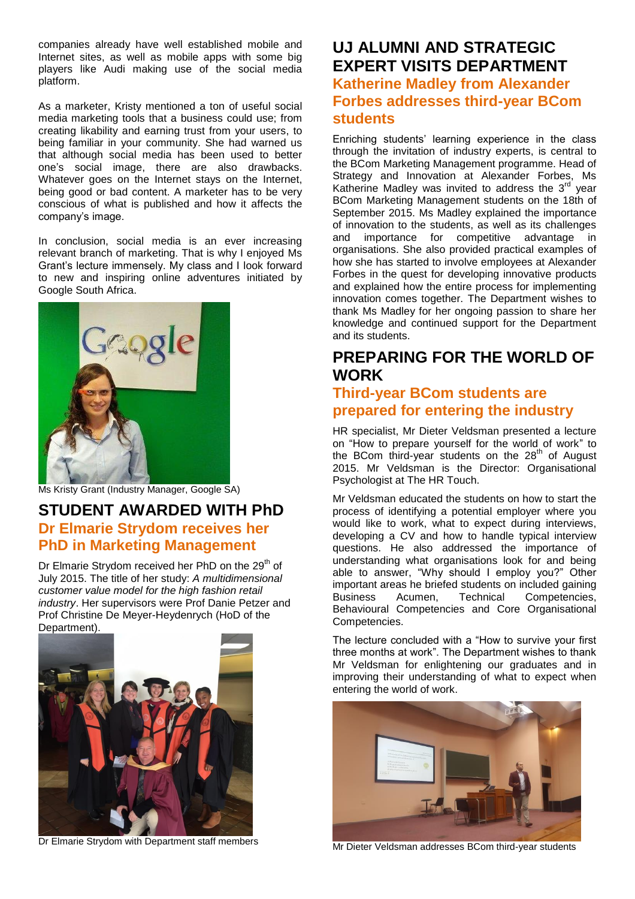companies already have well established mobile and Internet sites, as well as mobile apps with some big players like Audi making use of the social media platform.

As a marketer, Kristy mentioned a ton of useful social media marketing tools that a business could use; from creating likability and earning trust from your users, to being familiar in your community. She had warned us that although social media has been used to better one's social image, there are also drawbacks. Whatever goes on the Internet stays on the Internet, being good or bad content. A marketer has to be very conscious of what is published and how it affects the company's image.

In conclusion, social media is an ever increasing relevant branch of marketing. That is why I enjoyed Ms Grant's lecture immensely. My class and I look forward to new and inspiring online adventures initiated by Google South Africa.

Ms Kristy Grant (Industry Manager, Google SA)

## STUDENT AWARDED WITH PhD

### Dr Elmarie Strydom receives her PhD in Marketing Management

Dr Elmarie Strydom received her PhD on the 29th of July 2015. The title of her study: *A multidimensional customer value model for the high fashion retail industry*. Her supervisors were Prof Danie Petzer and Prof Christine De Meyer-Heydenrych (HoD of the Department).

Dr Elmarie Strydom with Department staff members

## UJ ALUMNI AND STRATEGIC EXPERT VISITS DEPARTMENT

### Katherine Madley from Alexander Forbes addresses third-year BCom students

Enriching students' learning experience in the class through the invitation of industry experts, is central to the BCom Marketing Management programme. Head of Strategy and Innovation at Alexander Forbes, Ms Katherine Madley was invited to address the 3rd year BCom Marketing Management students on the 18th of September 2015. Ms Madley explained the importance of innovation to the students, as well as its challenges and importance for competitive advantage in organisations. She also provided practical examples of how she has started to involve employees at Alexander Forbes in the quest for developing innovative products and explained how the entire process for implementing innovation comes together. The Department wishes to thank Ms Madley for her ongoing passion to share her knowledge and continued support for the Department and its students.

## PREPARING FOR THE WORLD OF WORK

### Third-year BCom students are prepared for entering the industry

HR specialist, Mr Dieter Veldsman presented a lecture on "How to prepare yourself for the world of work" to the BCom third-year students on the 28th of August 2015. Mr Veldsman is the Director: Organisational Psychologist at The HR Touch.

Mr Veldsman educated the students on how to start the process of identifying a potential employer where you would like to work, what to expect during interviews, developing a CV and how to handle typical interview questions. He also addressed the importance of understanding what organisations look for and being able to answer, "Why should I employ you?" Other important areas he briefed students on included gaining Business Acumen, Technical Competencies, Behavioural Competencies and Core Organisational Competencies.

The lecture concluded with a "How to survive your first three months at work". The Department wishes to thank Mr Veldsman for enlightening our graduates and in improving their understanding of what to expect when entering the world of work.

Mr Dieter Veldsman addresses BCom third-year students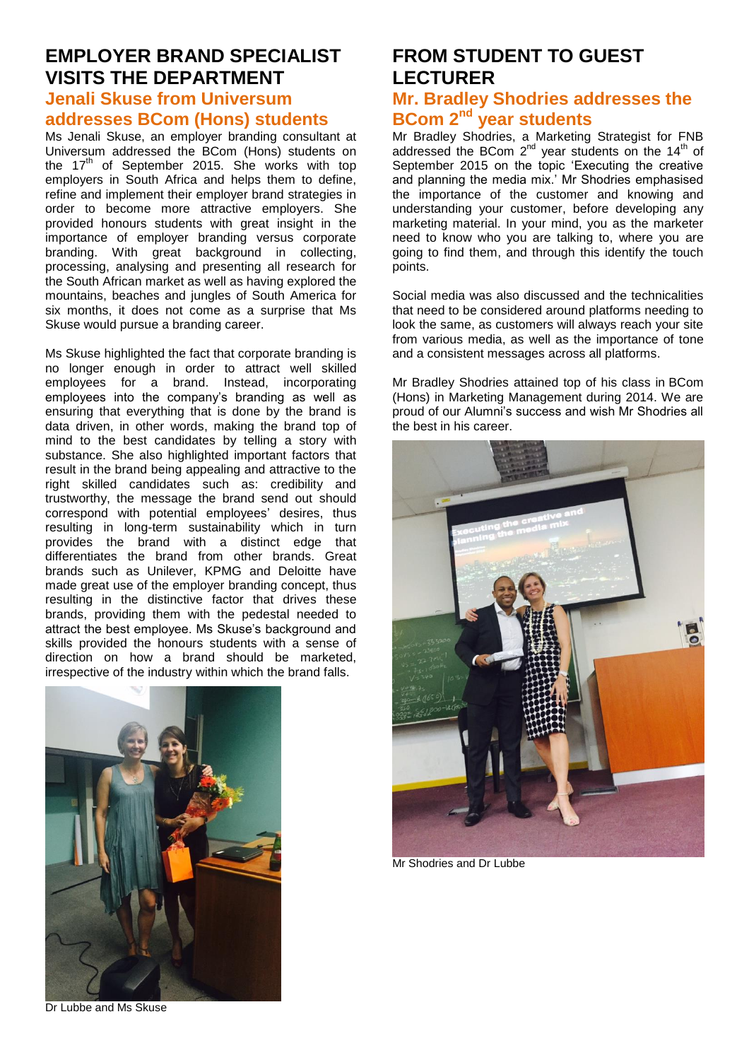# EMPLOYER BRAND SPECIALIST VISITS THE DEPARTMENT

## Jenali Skuse from Universum addresses BCom (Hons) students

Ms Jenali Skuse, an employer branding consultant at Universum addressed the BCom (Hons) students on the 17th of September 2015. She works with top employers in South Africa and helps them to define, refine and implement their employer brand strategies in order to become more attractive employers. She provided honours students with great insight in the importance of employer branding versus corporate branding. With great background in collecting, processing, analysing and presenting all research for the South African market as well as having explored the mountains, beaches and jungles of South America for six months, it does not come as a surprise that Ms Skuse would pursue a branding career.

Ms Skuse highlighted the fact that corporate branding is no longer enough in order to attract well skilled employees for a brand. Instead, incorporating employees into the company's branding as well as ensuring that everything that is done by the brand is data driven, in other words, making the brand top of mind to the best candidates by telling a story with substance. She also highlighted important factors that result in the brand being appealing and attractive to the right skilled candidates such as: credibility and trustworthy, the message the brand send out should correspond with potential employees' desires, thus resulting in long-term sustainability which in turn provides the brand with a distinct edge that differentiates the brand from other brands. Great brands such as Unilever, KPMG and Deloitte have made great use of the employer branding concept, thus resulting in the distinctive factor that drives these brands, providing them with the pedestal needed to attract the best employee. Ms Skuse's background and skills provided the honours students with a sense of direction on how a brand should be marketed, irrespective of the industry within which the brand falls.

Dr Lubbe and Ms Skuse

# FROM STUDENT TO GUEST LECTURER

## Mr. Bradley Shodries addresses the BCom 2nd year students

Mr Bradley Shodries, a Marketing Strategist for FNB addressed the BCom 2nd year students on the 14th of September 2015 on the topic 'Executing the creative and planning the media mix.' Mr Shodries emphasised the importance of the customer and knowing and understanding your customer, before developing any marketing material. In your mind, you as the marketer need to know who you are talking to, where you are going to find them, and through this identify the touch points.

Social media was also discussed and the technicalities that need to be considered around platforms needing to look the same, as customers will always reach your site from various media, as well as the importance of tone and a consistent messages across all platforms.

Mr Bradley Shodries attained top of his class in BCom (Hons) in Marketing Management during 2014. We are proud of our Alumni's success and wish Mr Shodries all the best in his career.

Mr Shodries and Dr Lubbe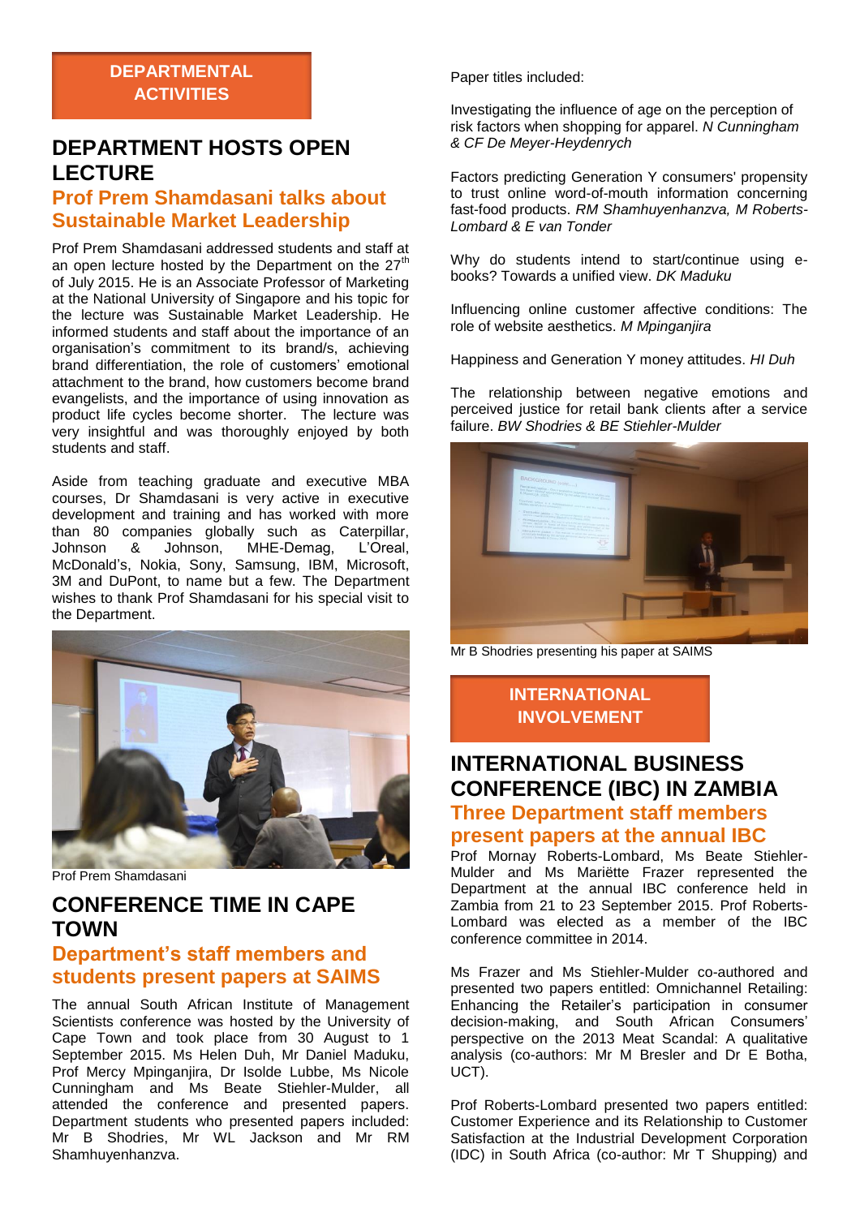## DEPARTMENTAL ACTIVITIES

# DEPARTMENT HOSTS OPEN LECTURE

## Prof Prem Shamdasani talks about Sustainable Market Leadership

Prof Prem Shamdasani addressed students and staff at an open lecture hosted by the Department on the 27th of July 2015. He is an Associate Professor of Marketing at the National University of Singapore and his topic for the lecture was Sustainable Market Leadership. He informed students and staff about the importance of an organisation's commitment to its brand/s, achieving brand differentiation, the role of customers' emotional attachment to the brand, how customers become brand evangelists, and the importance of using innovation as product life cycles become shorter. The lecture was very insightful and was thoroughly enjoyed by both students and staff.

Aside from teaching graduate and executive MBA courses, Dr Shamdasani is very active in executive development and training and has worked with more than 80 companies globally such as Caterpillar, Johnson & Johnson, MHE-Demag, L'Oreal, McDonald's, Nokia, Sony, Samsung, IBM, Microsoft, 3M and DuPont, to name but a few. The Department wishes to thank Prof Shamdasani for his special visit to the Department.

Prof Prem Shamdasani

# CONFERENCE TIME IN CAPE TOWN

## Department's staff members and students present papers at SAIMS

The annual South African Institute of Management Scientists conference was hosted by the University of Cape Town and took place from 30 August to 1 September 2015. Ms Helen Duh, Mr Daniel Maduku, Prof Mercy Mpinganjira, Dr Isolde Lubbe, Ms Nicole Cunningham and Ms Beate Stiehler-Mulder, all attended the conference and presented papers. Department students who presented papers included: Mr B Shodries, Mr WL Jackson and Mr RM Shamhuyenhanzva.

Paper titles included:

Investigating the influence of age on the perception of risk factors when shopping for apparel. *N Cunningham & CF De Meyer-Heydenrych*

Factors predicting Generation Y consumers' propensity to trust online word-of-mouth information concerning fast-food products. *RM Shamhuyenhanzva, M Roberts-Lombard & E van Tonder*

Why do students intend to start/continue using e-books? Towards a unified view. *DK Maduku*

Influencing online customer affective conditions: The role of website aesthetics. *M Mpinganjira*

Happiness and Generation Y money attitudes. *HI Duh*

The relationship between negative emotions and perceived justice for retail bank clients after a service failure. *BW Shodries & BE Stiehler-Mulder*

Mr B Shodries presenting his paper at SAIMS

## INTERNATIONAL INVOLVEMENT

# INTERNATIONAL BUSINESS CONFERENCE (IBC) IN ZAMBIA

## Three Department staff members present papers at the annual IBC

Prof Mornay Roberts-Lombard, Ms Beate Stiehler-Mulder and Ms Mariëtte Frazer represented the Department at the annual IBC conference held in Zambia from 21 to 23 September 2015. Prof Roberts-Lombard was elected as a member of the IBC conference committee in 2014.

Ms Frazer and Ms Stiehler-Mulder co-authored and presented two papers entitled: Omnichannel Retailing: Enhancing the Retailer's participation in consumer decision-making, and South African Consumers' perspective on the 2013 Meat Scandal: A qualitative analysis (co-authors: Mr M Bresler and Dr E Botha, UCT).

Prof Roberts-Lombard presented two papers entitled: Customer Experience and its Relationship to Customer Satisfaction at the Industrial Development Corporation (IDC) in South Africa (co-author: Mr T Shupping) and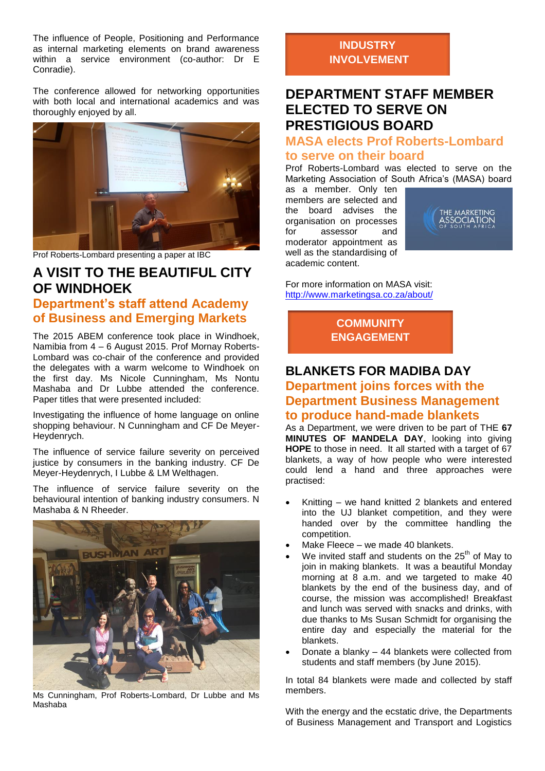The influence of People, Positioning and Performance as internal marketing elements on brand awareness within a service environment (co-author: Dr E Conradie).

The conference allowed for networking opportunities with both local and international academics and was thoroughly enjoyed by all.

Prof Roberts-Lombard presenting a paper at IBC

## A VISIT TO THE BEAUTIFUL CITY OF WINDHOEK

### Department's staff attend Academy of Business and Emerging Markets

The 2015 ABEM conference took place in Windhoek, Namibia from 4 – 6 August 2015. Prof Mornay Roberts-Lombard was co-chair of the conference and provided the delegates with a warm welcome to Windhoek on the first day. Ms Nicole Cunningham, Ms Nontu Mashaba and Dr Lubbe attended the conference. Paper titles that were presented included:

Investigating the influence of home language on online shopping behaviour. N Cunningham and CF De Meyer-Heydenrych.

The influence of service failure severity on perceived justice by consumers in the banking industry. CF De Meyer-Heydenrych, I Lubbe & LM Welthagen.

The influence of service failure severity on the behavioural intention of banking industry consumers. N Mashaba & N Rheeder.

Ms Cunningham, Prof Roberts-Lombard, Dr Lubbe and Ms Mashaba

**INDUSTRY INVOLVEMENT**

## DEPARTMENT STAFF MEMBER ELECTED TO SERVE ON PRESTIGIOUS BOARD

### MASA elects Prof Roberts-Lombard to serve on their board

Prof Roberts-Lombard was elected to serve on the Marketing Association of South Africa's (MASA) board as a member. Only ten members are selected and the board advises the organisation on processes for assessor and moderator appointment as well as the standardising of academic content.

THE MARKETING ASSOCIATION OF SOUTH AFRICA

For more information on MASA visit: http://www.marketingsa.co.za/about/

**COMMUNITY ENGAGEMENT**

## BLANKETS FOR MADIBA DAY

### Department joins forces with the Department Business Management to produce hand-made blankets

As a Department, we were driven to be part of THE **67 MINUTES OF MANDELA DAY**, looking into giving **HOPE** to those in need. It all started with a target of 67 blankets, a way of how people who were interested could lend a hand and three approaches were practised:

- Knitting – we hand knitted 2 blankets and entered into the UJ blanket competition, and they were handed over by the committee handling the competition.
- Make Fleece – we made 40 blankets.
- We invited staff and students on the 25th of May to join in making blankets. It was a beautiful Monday morning at 8 a.m. and we targeted to make 40 blankets by the end of the business day, and of course, the mission was accomplished! Breakfast and lunch was served with snacks and drinks, with due thanks to Ms Susan Schmidt for organising the entire day and especially the material for the blankets.
- Donate a blanky – 44 blankets were collected from students and staff members (by June 2015).

In total 84 blankets were made and collected by staff members.

With the energy and the ecstatic drive, the Departments of Business Management and Transport and Logistics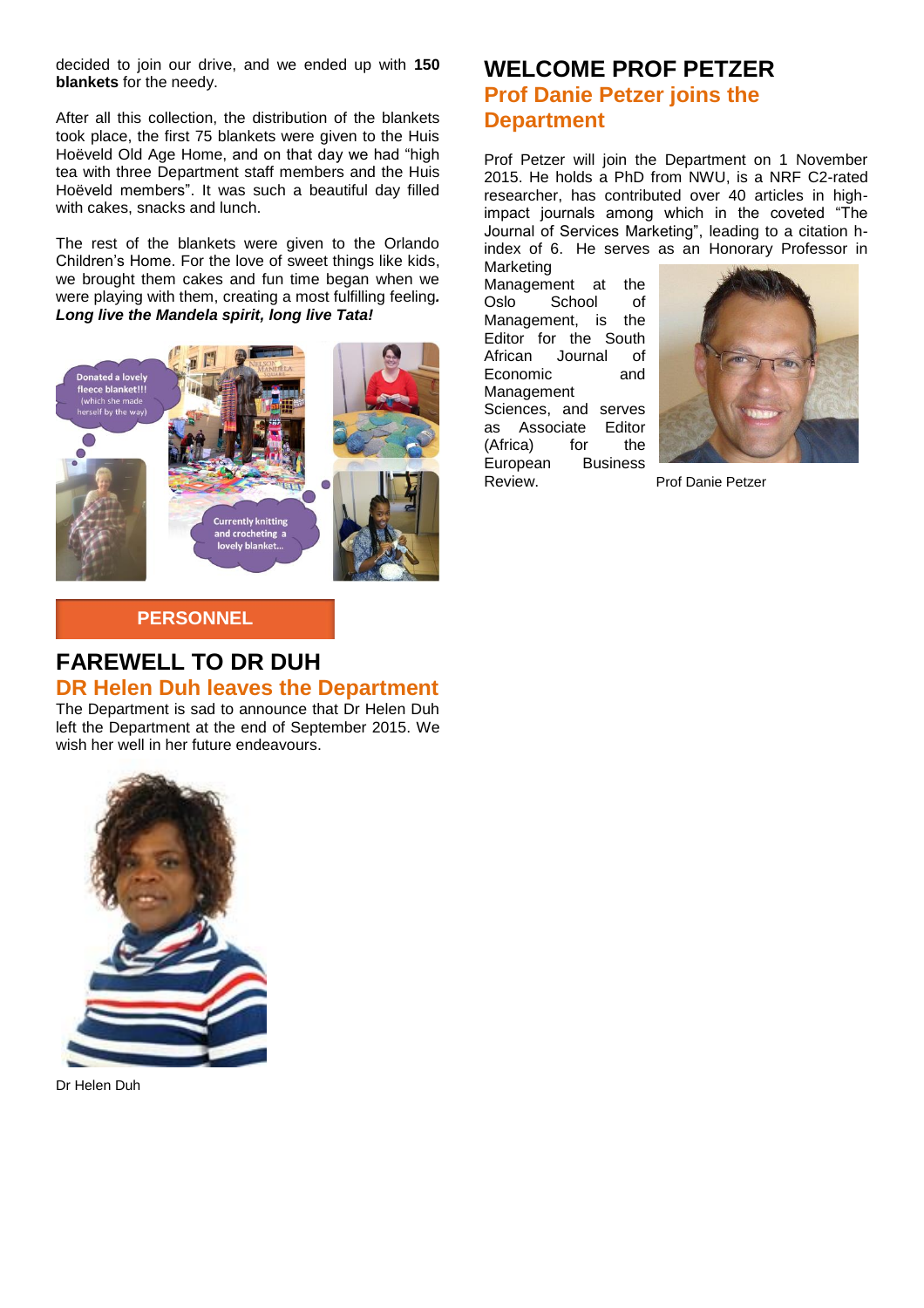decided to join our drive, and we ended up with **150 blankets** for the needy.

After all this collection, the distribution of the blankets took place, the first 75 blankets were given to the Huis Hoëveld Old Age Home, and on that day we had "high tea with three Department staff members and the Huis Hoëveld members". It was such a beautiful day filled with cakes, snacks and lunch.

The rest of the blankets were given to the Orlando Children's Home. For the love of sweet things like kids, we brought them cakes and fun time began when we were playing with them, creating a most fulfilling feeling. ***Long live the Mandela spirit, long live Tata!***

**PERSONNEL**

# FAREWELL TO DR DUH

## DR Helen Duh leaves the Department

The Department is sad to announce that Dr Helen Duh left the Department at the end of September 2015. We wish her well in her future endeavours.

Dr Helen Duh

# WELCOME PROF PETZER

## Prof Danie Petzer joins the Department

Prof Petzer will join the Department on 1 November 2015. He holds a PhD from NWU, is a NRF C2-rated researcher, has contributed over 40 articles in high-impact journals among which in the coveted "The Journal of Services Marketing", leading to a citation h-index of 6. He serves as an Honorary Professor in Marketing Management at the Oslo School of Management, is the Editor for the South African Journal of Economic and Management Sciences, and serves as Associate Editor (Africa) for the European Business Review.

Prof Danie Petzer